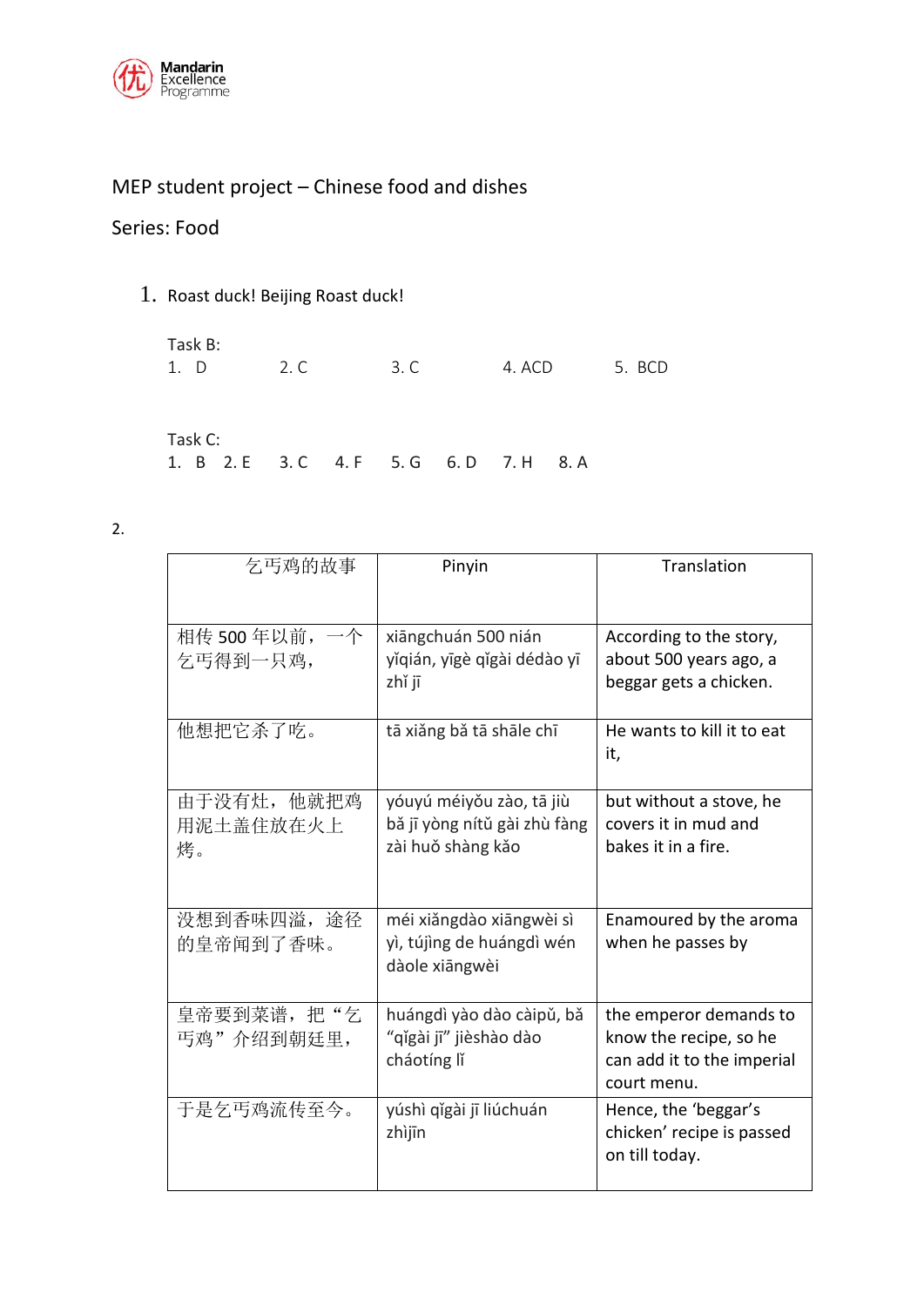Mandarin Excellence Programme

MEP student project – Chinese food and dishes

Series: Food

1. Roast duck! Beijing Roast duck!

Task B:

1. D  2. C  3. C  4. ACD  5. BCD

Task C:

1. B  2. E  3. C  4. F  5. G  6. D  7. H  8. A

2.

| 乞丐鸡的故事 | Pinyin | Translation |
|---|---|---|
| 相传 500 年以前，一个乞丐得到一只鸡， | xiāngchuán 500 nián yǐqián, yīgè qǐgài dédào yī zhī jī | According to the story, about 500 years ago, a beggar gets a chicken. |
| 他想把它杀了吃。 | tā xiǎng bǎ tā shāle chī | He wants to kill it to eat it, |
| 由于没有灶，他就把鸡用泥土盖住放在火上烤。 | yóuyú méiyǒu zào, tā jiù bǎ jī yòng nítǔ gài zhù fàng zài huǒ shàng kǎo | but without a stove, he covers it in mud and bakes it in a fire. |
| 没想到香味四溢，途径的皇帝闻到了香味。 | méi xiǎngdào xiāngwèi sì yì, tújìng de huángdì wén dàole xiāngwèi | Enamoured by the aroma when he passes by |
| 皇帝要到菜谱，把“乞丐鸡”介绍到朝廷里， | huángdì yào dào càipǔ, bǎ “qǐgài jī” jièshào dào cháotíng lǐ | the emperor demands to know the recipe, so he can add it to the imperial court menu. |
| 于是乞丐鸡流传至今。 | yúshì qǐgài jī liúchuán zhìjīn | Hence, the ‘beggar’s chicken’ recipe is passed on till today. |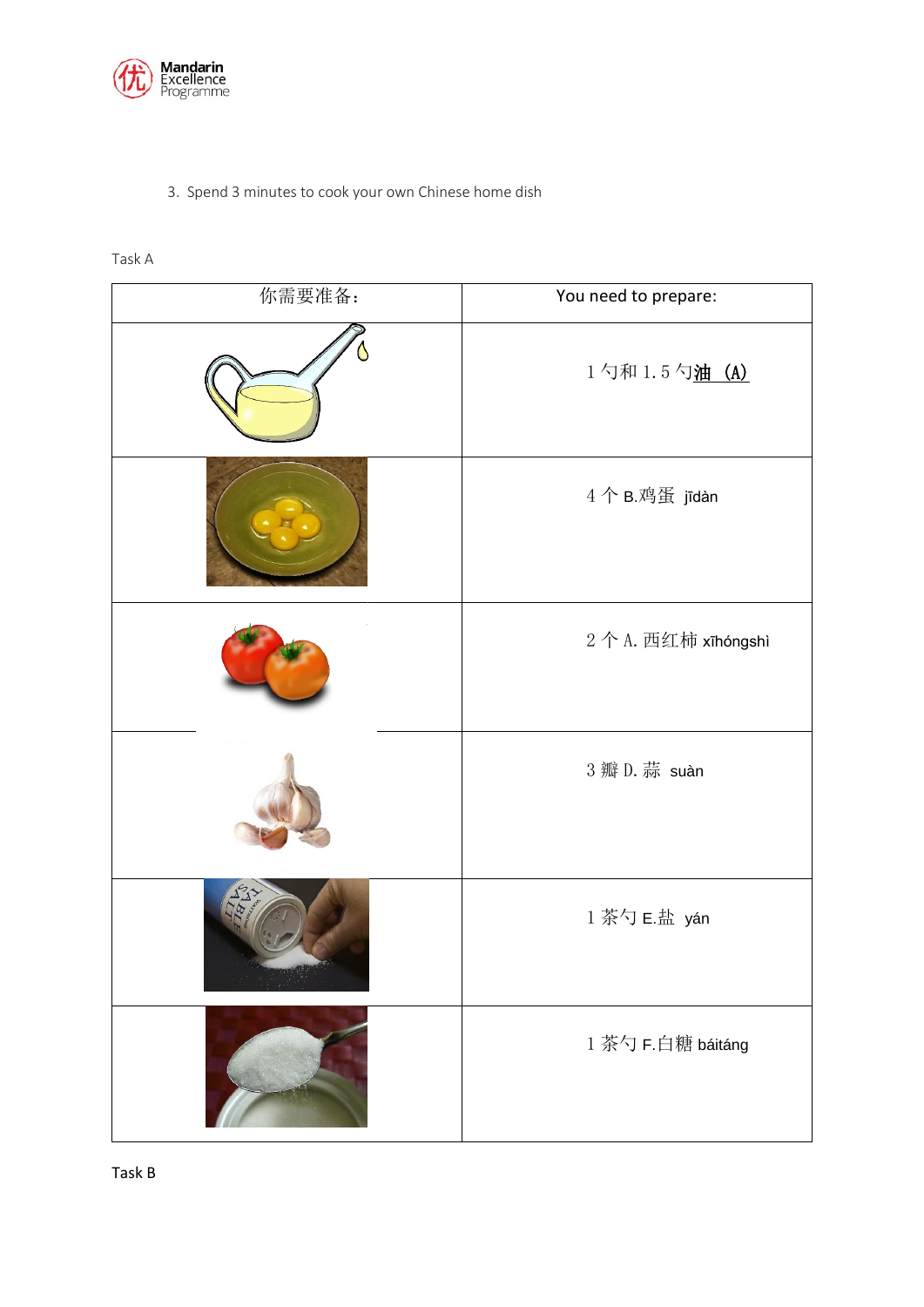3. Spend 3 minutes to cook your own Chinese home dish

Task A

| 你需要准备： | You need to prepare: |
|---|---|
| | 1 勺和 1.5 勺油 （A） |
| | 4 个 B.鸡蛋 jīdàn |
| | 2 个 A. 西红柿 xīhóngshì |
| | 3 瓣 D. 蒜 suàn |
| | 1 茶勺 E.盐 yán |
| | 1 茶勺 F.白糖 báitáng |

Task B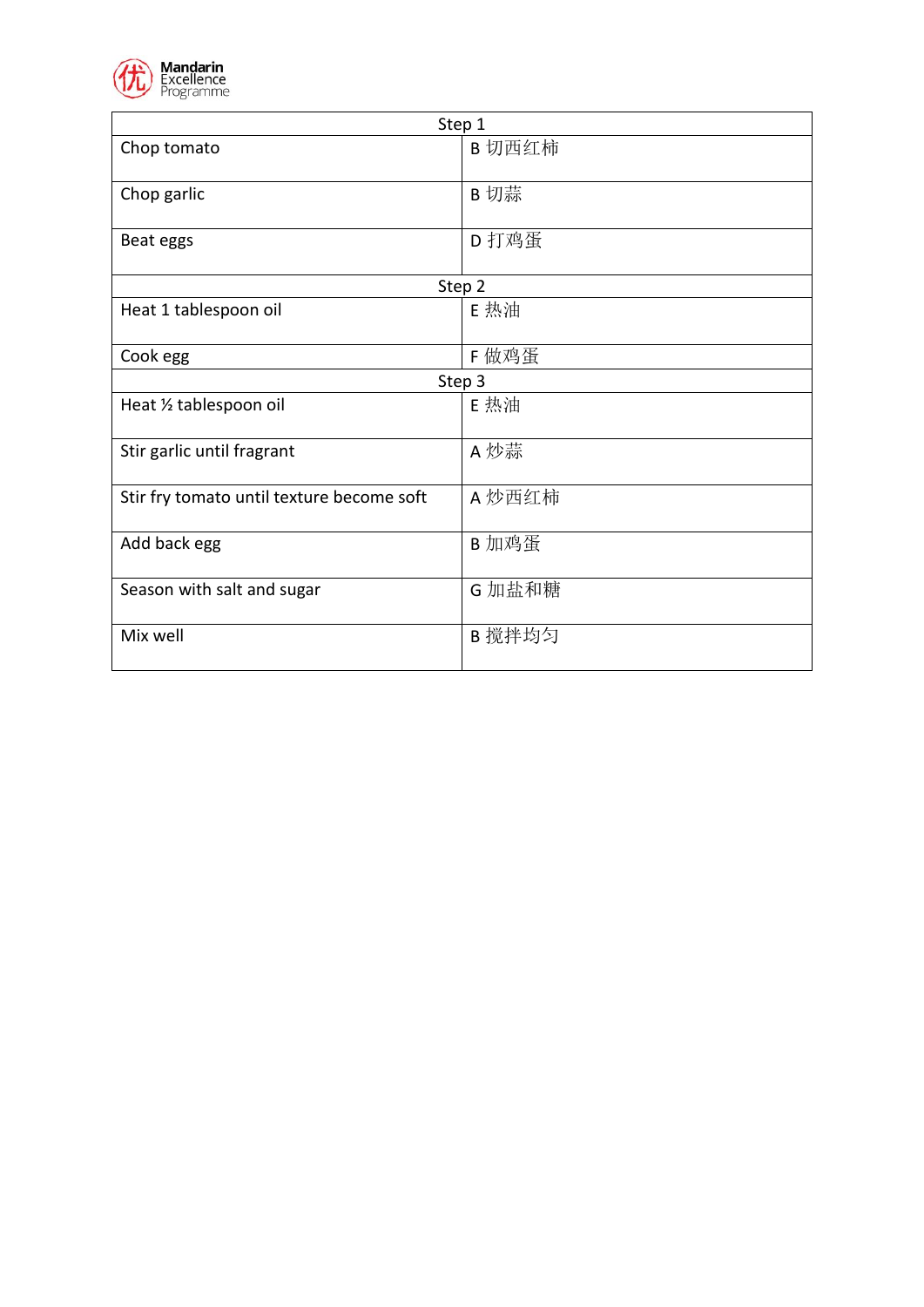| | |
|---|---|
| Step 1 | |
| Chop tomato | B 切西红柿 |
| Chop garlic | B 切蒜 |
| Beat eggs | D 打鸡蛋 |
| Step 2 | |
| Heat 1 tablespoon oil | E 热油 |
| Cook egg | F 做鸡蛋 |
| Step 3 | |
| Heat ½ tablespoon oil | E 热油 |
| Stir garlic until fragrant | A 炒蒜 |
| Stir fry tomato until texture become soft | A 炒西红柿 |
| Add back egg | B 加鸡蛋 |
| Season with salt and sugar | G 加盐和糖 |
| Mix well | B 搅拌均匀 |